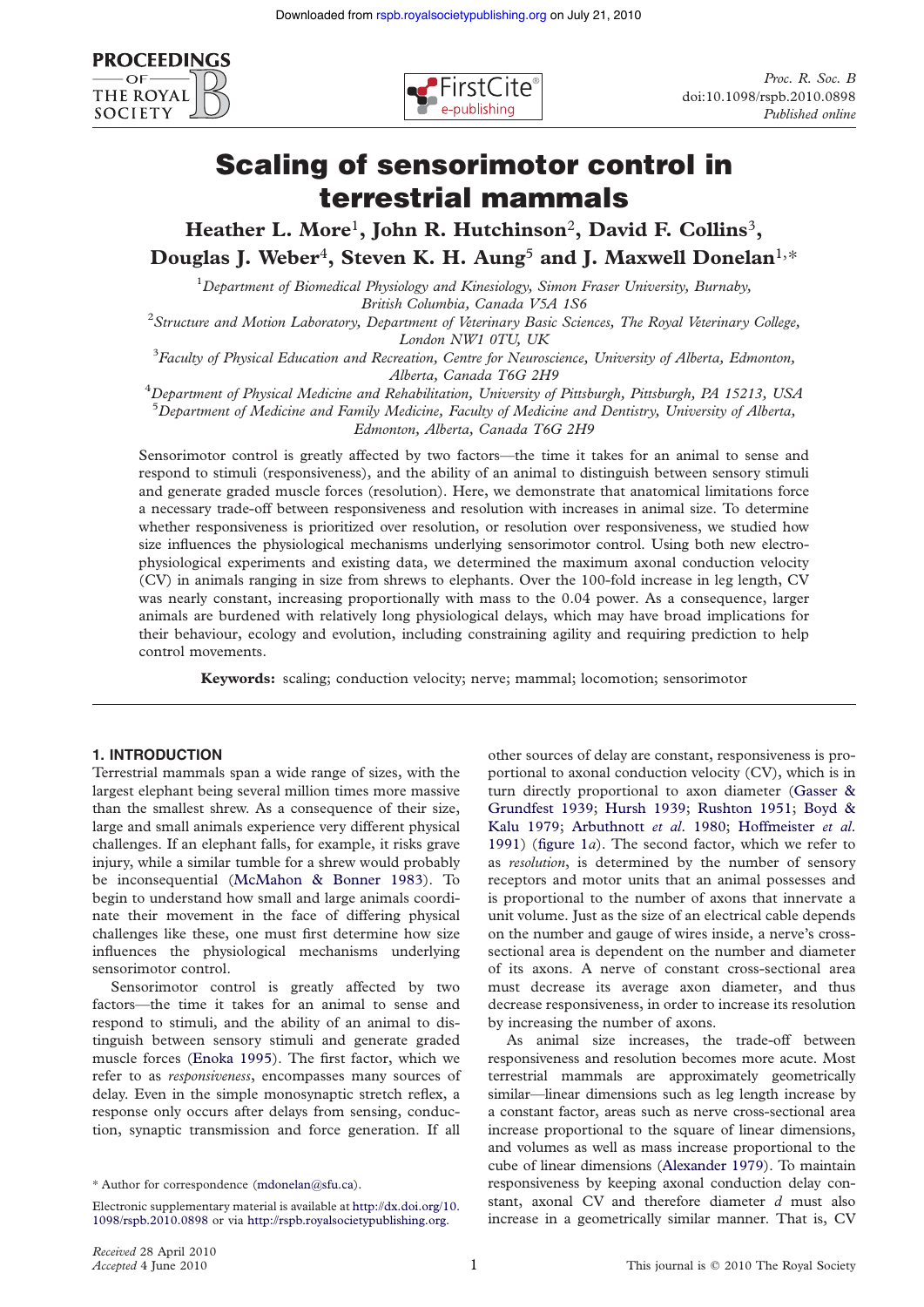# Scaling of sensorimotor control in terrestrial mammals

**Heather L. More[1], John R. Hutchinson[2], David F. Collins[3], Douglas J. Weber[4], Steven K. H. Aung[5] and J. Maxwell Donelan[1,*]**

[1]Department of Biomedical Physiology and Kinesiology, Simon Fraser University, Burnaby, British Columbia, Canada V5A 1S6

[2]Structure and Motion Laboratory, Department of Veterinary Basic Sciences, The Royal Veterinary College, London NW1 0TU, UK

[3]Faculty of Physical Education and Recreation, Centre for Neuroscience, University of Alberta, Edmonton, Alberta, Canada T6G 2H9

[4]Department of Physical Medicine and Rehabilitation, University of Pittsburgh, Pittsburgh, PA 15213, USA

[5]Department of Medicine and Family Medicine, Faculty of Medicine and Dentistry, University of Alberta, Edmonton, Alberta, Canada T6G 2H9

Sensorimotor control is greatly affected by two factors—the time it takes for an animal to sense and respond to stimuli (responsiveness), and the ability of an animal to distinguish between sensory stimuli and generate graded muscle forces (resolution). Here, we demonstrate that anatomical limitations force a necessary trade-off between responsiveness and resolution with increases in animal size. To determine whether responsiveness is prioritized over resolution, or resolution over responsiveness, we studied how size influences the physiological mechanisms underlying sensorimotor control. Using both new electrophysiological experiments and existing data, we determined the maximum axonal conduction velocity (CV) in animals ranging in size from shrews to elephants. Over the 100-fold increase in leg length, CV was nearly constant, increasing proportionally with mass to the 0.04 power. As a consequence, larger animals are burdened with relatively long physiological delays, which may have broad implications for their behaviour, ecology and evolution, including constraining agility and requiring prediction to help control movements.

**Keywords:** scaling; conduction velocity; nerve; mammal; locomotion; sensorimotor

## 1. INTRODUCTION

Terrestrial mammals span a wide range of sizes, with the largest elephant being several million times more massive than the smallest shrew. As a consequence of their size, large and small animals experience very different physical challenges. If an elephant falls, for example, it risks grave injury, while a similar tumble for a shrew would probably be inconsequential (McMahon & Bonner 1983). To begin to understand how small and large animals coordinate their movement in the face of differing physical challenges like these, one must first determine how size influences the physiological mechanisms underlying sensorimotor control.

Sensorimotor control is greatly affected by two factors—the time it takes for an animal to sense and respond to stimuli, and the ability of an animal to distinguish between sensory stimuli and generate graded muscle forces (Enoka 1995). The first factor, which we refer to as *responsiveness*, encompasses many sources of delay. Even in the simple monosynaptic stretch reflex, a response only occurs after delays from sensing, conduction, synaptic transmission and force generation. If all other sources of delay are constant, responsiveness is proportional to axonal conduction velocity (CV), which is in turn directly proportional to axon diameter (Gasser & Grundfest 1939; Hursh 1939; Rushton 1951; Boyd & Kalu 1979; Arbuthnott *et al*. 1980; Hoffmeister *et al*. 1991) (figure 1*a*). The second factor, which we refer to as *resolution*, is determined by the number of sensory receptors and motor units that an animal possesses and is proportional to the number of axons that innervate a unit volume. Just as the size of an electrical cable depends on the number and gauge of wires inside, a nerve's cross-sectional area is dependent on the number and diameter of its axons. A nerve of constant cross-sectional area must decrease its average axon diameter, and thus decrease responsiveness, in order to increase its resolution by increasing the number of axons.

As animal size increases, the trade-off between responsiveness and resolution becomes more acute. Most terrestrial mammals are approximately geometrically similar—linear dimensions such as leg length increase by a constant factor, areas such as nerve cross-sectional area increase proportional to the square of linear dimensions, and volumes as well as mass increase proportional to the cube of linear dimensions (Alexander 1979). To maintain responsiveness by keeping axonal conduction delay constant, axonal CV and therefore diameter $d$ must also increase in a geometrically similar manner. That is, CV

\* Author for correspondence (mdonelan@sfu.ca).

Electronic supplementary material is available at http://dx.doi.org/10.1098/rspb.2010.0898 or via http://rspb.royalsocietypublishing.org.

*Received* 28 April 2010
*Accepted* 4 June 2010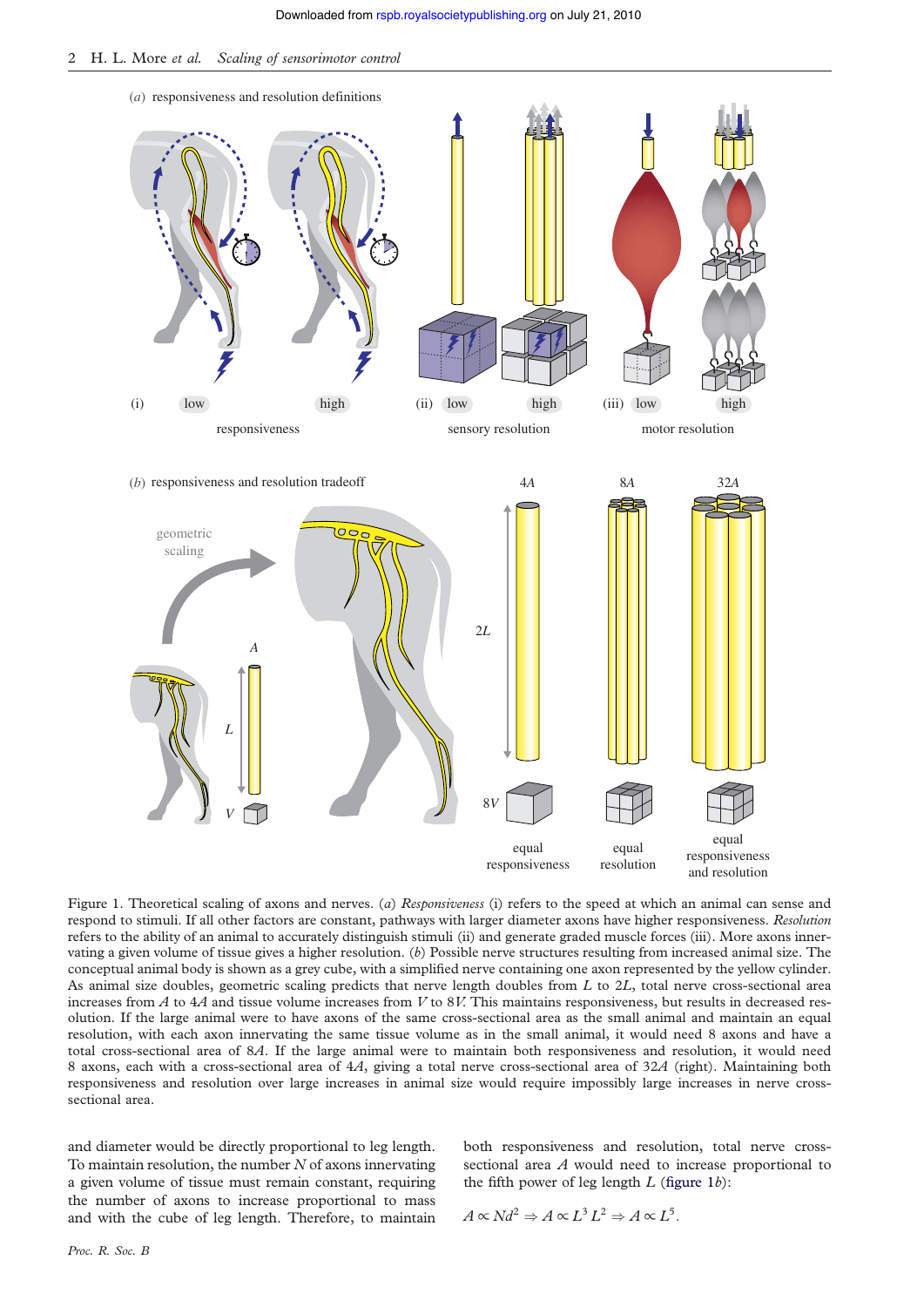Figure 1. Theoretical scaling of axons and nerves. (*a*) *Responsiveness* (i) refers to the speed at which an animal can sense and respond to stimuli. If all other factors are constant, pathways with larger diameter axons have higher responsiveness. *Resolution* refers to the ability of an animal to accurately distinguish stimuli (ii) and generate graded muscle forces (iii). More axons innervating a given volume of tissue gives a higher resolution. (*b*) Possible nerve structures resulting from increased animal size. The conceptual animal body is shown as a grey cube, with a simplified nerve containing one axon represented by the yellow cylinder. As animal size doubles, geometric scaling predicts that nerve length doubles from $L$ to $2L$, total nerve cross-sectional area increases from $A$ to $4A$ and tissue volume increases from $V$ to $8V$. This maintains responsiveness, but results in decreased resolution. If the large animal were to have axons of the same cross-sectional area as the small animal and maintain an equal resolution, with each axon innervating the same tissue volume as in the small animal, it would need 8 axons and have a total cross-sectional area of $8A$. If the large animal were to maintain both responsiveness and resolution, it would need 8 axons, each with a cross-sectional area of $4A$, giving a total nerve cross-sectional area of $32A$ (right). Maintaining both responsiveness and resolution over large increases in animal size would require impossibly large increases in nerve cross-sectional area.

and diameter would be directly proportional to leg length. To maintain resolution, the number $N$ of axons innervating a given volume of tissue must remain constant, requiring the number of axons to increase proportional to mass and with the cube of leg length. Therefore, to maintain both responsiveness and resolution, total nerve cross-sectional area $A$ would need to increase proportional to the fifth power of leg length $L$ (figure 1*b*):

$$A \propto Nd^2 \Rightarrow A \propto L^3 L^2 \Rightarrow A \propto L^5.$$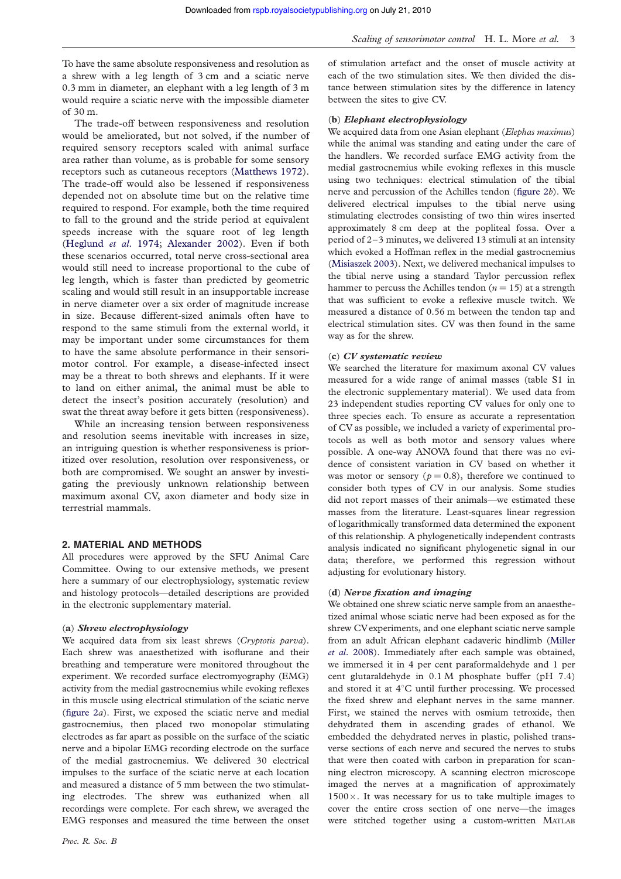To have the same absolute responsiveness and resolution as a shrew with a leg length of 3 cm and a sciatic nerve 0.3 mm in diameter, an elephant with a leg length of 3 m would require a sciatic nerve with the impossible diameter of 30 m.

The trade-off between responsiveness and resolution would be ameliorated, but not solved, if the number of required sensory receptors scaled with animal surface area rather than volume, as is probable for some sensory receptors such as cutaneous receptors (Matthews 1972). The trade-off would also be lessened if responsiveness depended not on absolute time but on the relative time required to respond. For example, both the time required to fall to the ground and the stride period at equivalent speeds increase with the square root of leg length (Heglund *et al*. 1974; Alexander 2002). Even if both these scenarios occurred, total nerve cross-sectional area would still need to increase proportional to the cube of leg length, which is faster than predicted by geometric scaling and would still result in an insupportable increase in nerve diameter over a six order of magnitude increase in size. Because different-sized animals often have to respond to the same stimuli from the external world, it may be important under some circumstances for them to have the same absolute performance in their sensorimotor control. For example, a disease-infected insect may be a threat to both shrews and elephants. If it were to land on either animal, the animal must be able to detect the insect's position accurately (resolution) and swat the threat away before it gets bitten (responsiveness).

While an increasing tension between responsiveness and resolution seems inevitable with increases in size, an intriguing question is whether responsiveness is prioritized over resolution, resolution over responsiveness, or both are compromised. We sought an answer by investigating the previously unknown relationship between maximum axonal CV, axon diameter and body size in terrestrial mammals.

## 2. MATERIAL AND METHODS

All procedures were approved by the SFU Animal Care Committee. Owing to our extensive methods, we present here a summary of our electrophysiology, systematic review and histology protocols—detailed descriptions are provided in the electronic supplementary material.

### (a) *Shrew electrophysiology*

We acquired data from six least shrews (*Cryptotis parva*). Each shrew was anaesthetized with isoflurane and their breathing and temperature were monitored throughout the experiment. We recorded surface electromyography (EMG) activity from the medial gastrocnemius while evoking reflexes in this muscle using electrical stimulation of the sciatic nerve (figure 2*a*). First, we exposed the sciatic nerve and medial gastrocnemius, then placed two monopolar stimulating electrodes as far apart as possible on the surface of the sciatic nerve and a bipolar EMG recording electrode on the surface of the medial gastrocnemius. We delivered 30 electrical impulses to the surface of the sciatic nerve at each location and measured a distance of 5 mm between the two stimulating electrodes. The shrew was euthanized when all recordings were complete. For each shrew, we averaged the EMG responses and measured the time between the onset of stimulation artefact and the onset of muscle activity at each of the two stimulation sites. We then divided the distance between stimulation sites by the difference in latency between the sites to give CV.

### (b) *Elephant electrophysiology*

We acquired data from one Asian elephant (*Elephas maximus*) while the animal was standing and eating under the care of the handlers. We recorded surface EMG activity from the medial gastrocnemius while evoking reflexes in this muscle using two techniques: electrical stimulation of the tibial nerve and percussion of the Achilles tendon (figure 2*b*). We delivered electrical impulses to the tibial nerve using stimulating electrodes consisting of two thin wires inserted approximately 8 cm deep at the popliteal fossa. Over a period of 2–3 minutes, we delivered 13 stimuli at an intensity which evoked a Hoffman reflex in the medial gastrocnemius (Misiaszek 2003). Next, we delivered mechanical impulses to the tibial nerve using a standard Taylor percussion reflex hammer to percuss the Achilles tendon ($n = 15$) at a strength that was sufficient to evoke a reflexive muscle twitch. We measured a distance of 0.56 m between the tendon tap and electrical stimulation sites. CV was then found in the same way as for the shrew.

### (c) *CV systematic review*

We searched the literature for maximum axonal CV values measured for a wide range of animal masses (table S1 in the electronic supplementary material). We used data from 23 independent studies reporting CV values for only one to three species each. To ensure as accurate a representation of CV as possible, we included a variety of experimental protocols as well as both motor and sensory values where possible. A one-way ANOVA found that there was no evidence of consistent variation in CV based on whether it was motor or sensory ($p = 0.8$), therefore we continued to consider both types of CV in our analysis. Some studies did not report masses of their animals—we estimated these masses from the literature. Least-squares linear regression of logarithmically transformed data determined the exponent of this relationship. A phylogenetically independent contrasts analysis indicated no significant phylogenetic signal in our data; therefore, we performed this regression without adjusting for evolutionary history.

### (d) *Nerve fixation and imaging*

We obtained one shrew sciatic nerve sample from an anaesthetized animal whose sciatic nerve had been exposed as for the shrew CV experiments, and one elephant sciatic nerve sample from an adult African elephant cadaveric hindlimb (Miller *et al*. 2008). Immediately after each sample was obtained, we immersed it in 4 per cent paraformaldehyde and 1 per cent glutaraldehyde in 0.1 M phosphate buffer (pH 7.4) and stored it at 4°C until further processing. We processed the fixed shrew and elephant nerves in the same manner. First, we stained the nerves with osmium tetroxide, then dehydrated them in ascending grades of ethanol. We embedded the dehydrated nerves in plastic, polished transverse sections of each nerve and secured the nerves to stubs that were then coated with carbon in preparation for scanning electron microscopy. A scanning electron microscope imaged the nerves at a magnification of approximately 1500×. It was necessary for us to take multiple images to cover the entire cross section of one nerve—the images were stitched together using a custom-written MATLAB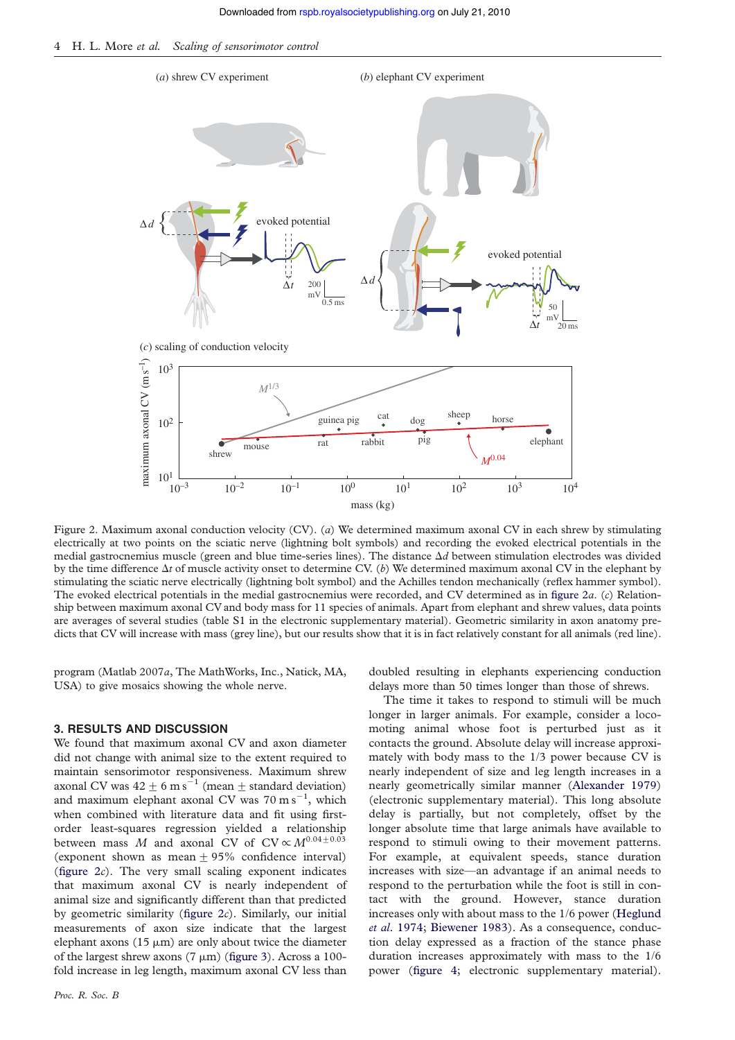Figure 2. Maximum axonal conduction velocity (CV). (*a*) We determined maximum axonal CV in each shrew by stimulating electrically at two points on the sciatic nerve (lightning bolt symbols) and recording the evoked electrical potentials in the medial gastrocnemius muscle (green and blue time-series lines). The distance $\Delta d$ between stimulation electrodes was divided by the time difference $\Delta t$ of muscle activity onset to determine CV. (*b*) We determined maximum axonal CV in the elephant by stimulating the sciatic nerve electrically (lightning bolt symbol) and the Achilles tendon mechanically (reflex hammer symbol). The evoked electrical potentials in the medial gastrocnemius were recorded, and CV determined as in figure 2*a*. (*c*) Relationship between maximum axonal CV and body mass for 11 species of animals. Apart from elephant and shrew values, data points are averages of several studies (table S1 in the electronic supplementary material). Geometric similarity in axon anatomy predicts that CV will increase with mass (grey line), but our results show that it is in fact relatively constant for all animals (red line).

program (Matlab 2007*a*, The MathWorks, Inc., Natick, MA, USA) to give mosaics showing the whole nerve.

## 3. RESULTS AND DISCUSSION

We found that maximum axonal CV and axon diameter did not change with animal size to the extent required to maintain sensorimotor responsiveness. Maximum shrew axonal CV was $42 \pm 6$ m s$^{-1}$ (mean $\pm$ standard deviation) and maximum elephant axonal CV was 70 m s$^{-1}$, which when combined with literature data and fit using first-order least-squares regression yielded a relationship between mass $M$ and axonal CV of CV $\propto M^{0.04 \pm 0.03}$ (exponent shown as mean $\pm$ 95% confidence interval) (figure 2*c*). The very small scaling exponent indicates that maximum axonal CV is nearly independent of animal size and significantly different than that predicted by geometric similarity (figure 2*c*). Similarly, our initial measurements of axon size indicate that the largest elephant axons (15 μm) are only about twice the diameter of the largest shrew axons (7 μm) (figure 3). Across a 100-fold increase in leg length, maximum axonal CV less than doubled resulting in elephants experiencing conduction delays more than 50 times longer than those of shrews.

The time it takes to respond to stimuli will be much longer in larger animals. For example, consider a locomoting animal whose foot is perturbed just as it contacts the ground. Absolute delay will increase approximately with body mass to the 1/3 power because CV is nearly independent of size and leg length increases in a nearly geometrically similar manner (Alexander 1979) (electronic supplementary material). This long absolute delay is partially, but not completely, offset by the longer absolute time that large animals have available to respond to stimuli owing to their movement patterns. For example, at equivalent speeds, stance duration increases with size—an advantage if an animal needs to respond to the perturbation while the foot is still in contact with the ground. However, stance duration increases only with about mass to the 1/6 power (Heglund *et al.* 1974; Biewener 1983). As a consequence, conduction delay expressed as a fraction of the stance phase duration increases approximately with mass to the 1/6 power (figure 4; electronic supplementary material).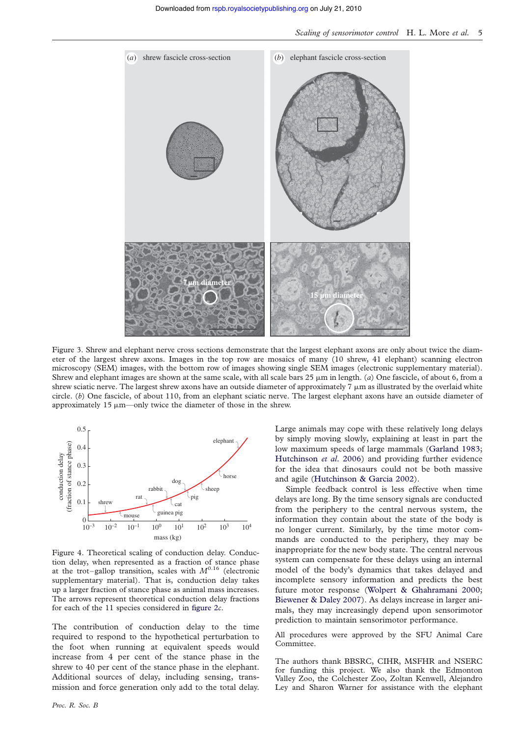Figure 3. Shrew and elephant nerve cross sections demonstrate that the largest elephant axons are only about twice the diameter of the largest shrew axons. Images in the top row are mosaics of many (10 shrew, 41 elephant) scanning electron microscopy (SEM) images, with the bottom row of images showing single SEM images (electronic supplementary material). Shrew and elephant images are shown at the same scale, with all scale bars 25 µm in length. (*a*) One fascicle, of about 6, from a shrew sciatic nerve. The largest shrew axons have an outside diameter of approximately 7 µm as illustrated by the overlaid white circle. (*b*) One fascicle, of about 110, from an elephant sciatic nerve. The largest elephant axons have an outside diameter of approximately 15 µm—only twice the diameter of those in the shrew.

Figure 4. Theoretical scaling of conduction delay. Conduction delay, when represented as a fraction of stance phase at the trot–gallop transition, scales with $M^{0.16}$ (electronic supplementary material). That is, conduction delay takes up a larger fraction of stance phase as animal mass increases. The arrows represent theoretical conduction delay fractions for each of the 11 species considered in figure 2*c*.

The contribution of conduction delay to the time required to respond to the hypothetical perturbation to the foot when running at equivalent speeds would increase from 4 per cent of the stance phase in the shrew to 40 per cent of the stance phase in the elephant. Additional sources of delay, including sensing, transmission and force generation only add to the total delay.

Large animals may cope with these relatively long delays by simply moving slowly, explaining at least in part the low maximum speeds of large mammals (Garland 1983; Hutchinson *et al.* 2006) and providing further evidence for the idea that dinosaurs could not be both massive and agile (Hutchinson & Garcia 2002).

Simple feedback control is less effective when time delays are long. By the time sensory signals are conducted from the periphery to the central nervous system, the information they contain about the state of the body is no longer current. Similarly, by the time motor commands are conducted to the periphery, they may be inappropriate for the new body state. The central nervous system can compensate for these delays using an internal model of the body's dynamics that takes delayed and incomplete sensory information and predicts the best future motor response (Wolpert & Ghahramani 2000; Biewener & Daley 2007). As delays increase in larger animals, they may increasingly depend upon sensorimotor prediction to maintain sensorimotor performance.

All procedures were approved by the SFU Animal Care Committee.

The authors thank BBSRC, CIHR, MSFHR and NSERC for funding this project. We also thank the Edmonton Valley Zoo, the Colchester Zoo, Zoltan Kenwell, Alejandro Ley and Sharon Warner for assistance with the elephant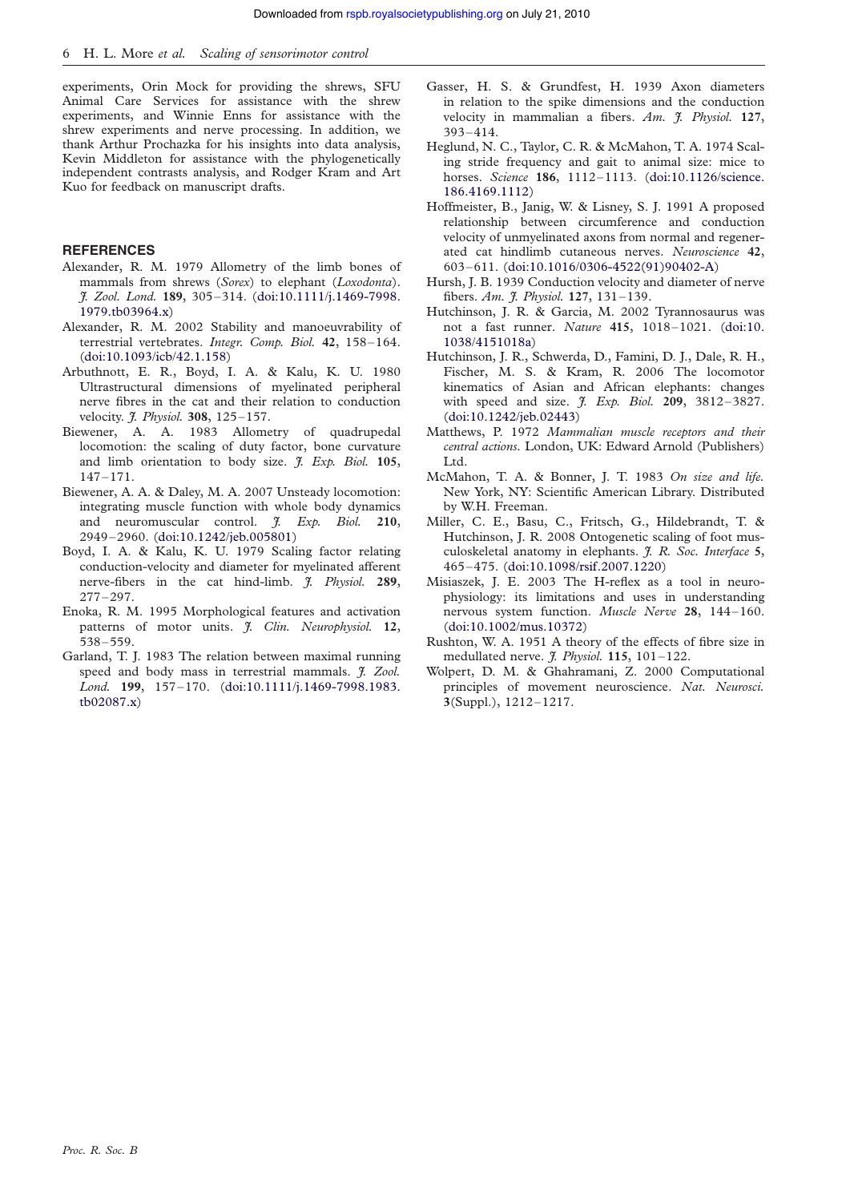experiments, Orin Mock for providing the shrews, SFU Animal Care Services for assistance with the shrew experiments, and Winnie Enns for assistance with the shrew experiments and nerve processing. In addition, we thank Arthur Prochazka for his insights into data analysis, Kevin Middleton for assistance with the phylogenetically independent contrasts analysis, and Rodger Kram and Art Kuo for feedback on manuscript drafts.

## REFERENCES

Alexander, R. M. 1979 Allometry of the limb bones of mammals from shrews (*Sorex*) to elephant (*Loxodonta*). *J. Zool. Lond.* **189**, 305–314. (doi:10.1111/j.1469-7998.1979.tb03964.x)

Alexander, R. M. 2002 Stability and manoeuvrability of terrestrial vertebrates. *Integr. Comp. Biol.* **42**, 158–164. (doi:10.1093/icb/42.1.158)

Arbuthnott, E. R., Boyd, I. A. & Kalu, K. U. 1980 Ultrastructural dimensions of myelinated peripheral nerve fibres in the cat and their relation to conduction velocity. *J. Physiol.* **308**, 125–157.

Biewener, A. A. 1983 Allometry of quadrupedal locomotion: the scaling of duty factor, bone curvature and limb orientation to body size. *J. Exp. Biol.* **105**, 147–171.

Biewener, A. A. & Daley, M. A. 2007 Unsteady locomotion: integrating muscle function with whole body dynamics and neuromuscular control. *J. Exp. Biol.* **210**, 2949–2960. (doi:10.1242/jeb.005801)

Boyd, I. A. & Kalu, K. U. 1979 Scaling factor relating conduction-velocity and diameter for myelinated afferent nerve-fibers in the cat hind-limb. *J. Physiol.* **289**, 277–297.

Enoka, R. M. 1995 Morphological features and activation patterns of motor units. *J. Clin. Neurophysiol.* **12**, 538–559.

Garland, T. J. 1983 The relation between maximal running speed and body mass in terrestrial mammals. *J. Zool. Lond.* **199**, 157–170. (doi:10.1111/j.1469-7998.1983.tb02087.x)

Gasser, H. S. & Grundfest, H. 1939 Axon diameters in relation to the spike dimensions and the conduction velocity in mammalian a fibers. *Am. J. Physiol.* **127**, 393–414.

Heglund, N. C., Taylor, C. R. & McMahon, T. A. 1974 Scaling stride frequency and gait to animal size: mice to horses. *Science* **186**, 1112–1113. (doi:10.1126/science.186.4169.1112)

Hoffmeister, B., Janig, W. & Lisney, S. J. 1991 A proposed relationship between circumference and conduction velocity of unmyelinated axons from normal and regenerated cat hindlimb cutaneous nerves. *Neuroscience* **42**, 603–611. (doi:10.1016/0306-4522(91)90402-A)

Hursh, J. B. 1939 Conduction velocity and diameter of nerve fibers. *Am. J. Physiol.* **127**, 131–139.

Hutchinson, J. R. & Garcia, M. 2002 Tyrannosaurus was not a fast runner. *Nature* **415**, 1018–1021. (doi:10.1038/4151018a)

Hutchinson, J. R., Schwerda, D., Famini, D. J., Dale, R. H., Fischer, M. S. & Kram, R. 2006 The locomotor kinematics of Asian and African elephants: changes with speed and size. *J. Exp. Biol.* **209**, 3812–3827. (doi:10.1242/jeb.02443)

Matthews, P. 1972 *Mammalian muscle receptors and their central actions*. London, UK: Edward Arnold (Publishers) Ltd.

McMahon, T. A. & Bonner, J. T. 1983 *On size and life*. New York, NY: Scientific American Library. Distributed by W.H. Freeman.

Miller, C. E., Basu, C., Fritsch, G., Hildebrandt, T. & Hutchinson, J. R. 2008 Ontogenetic scaling of foot musculoskeletal anatomy in elephants. *J. R. Soc. Interface* **5**, 465–475. (doi:10.1098/rsif.2007.1220)

Misiaszek, J. E. 2003 The H-reflex as a tool in neurophysiology: its limitations and uses in understanding nervous system function. *Muscle Nerve* **28**, 144–160. (doi:10.1002/mus.10372)

Rushton, W. A. 1951 A theory of the effects of fibre size in medullated nerve. *J. Physiol.* **115**, 101–122.

Wolpert, D. M. & Ghahramani, Z. 2000 Computational principles of movement neuroscience. *Nat. Neurosci.* **3**(Suppl.), 1212–1217.